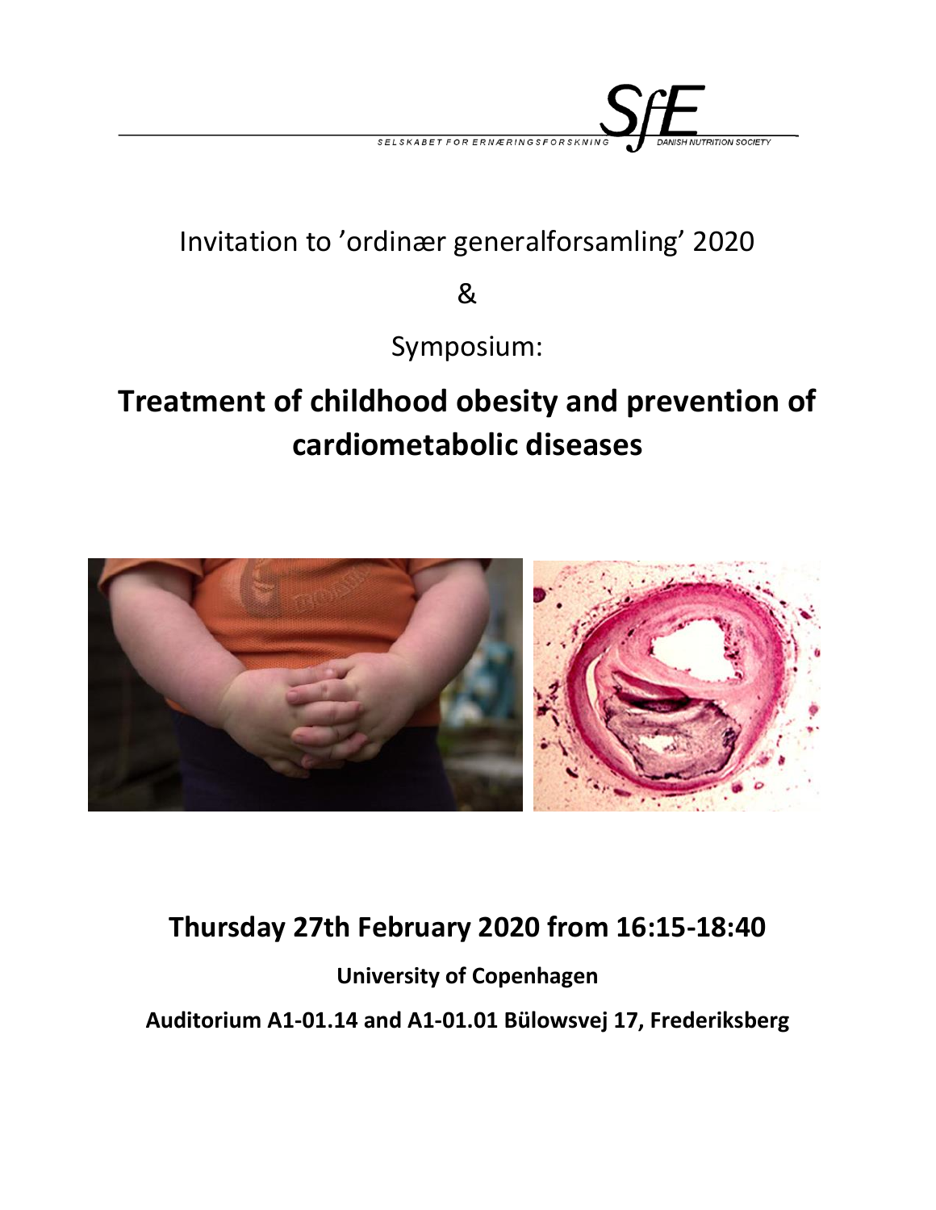SELSKABET FOR ERNÆRINGSFORSKNING SfE DANISH NUTRITION SOCIETY

Invitation to 'ordinær generalforsamling' 2020

&

Symposium:

# Treatment of childhood obesity and prevention of cardiometabolic diseases

## Thursday 27th February 2020 from 16:15-18:40

**University of Copenhagen**

**Auditorium A1-01.14 and A1-01.01 Bülowsvej 17, Frederiksberg**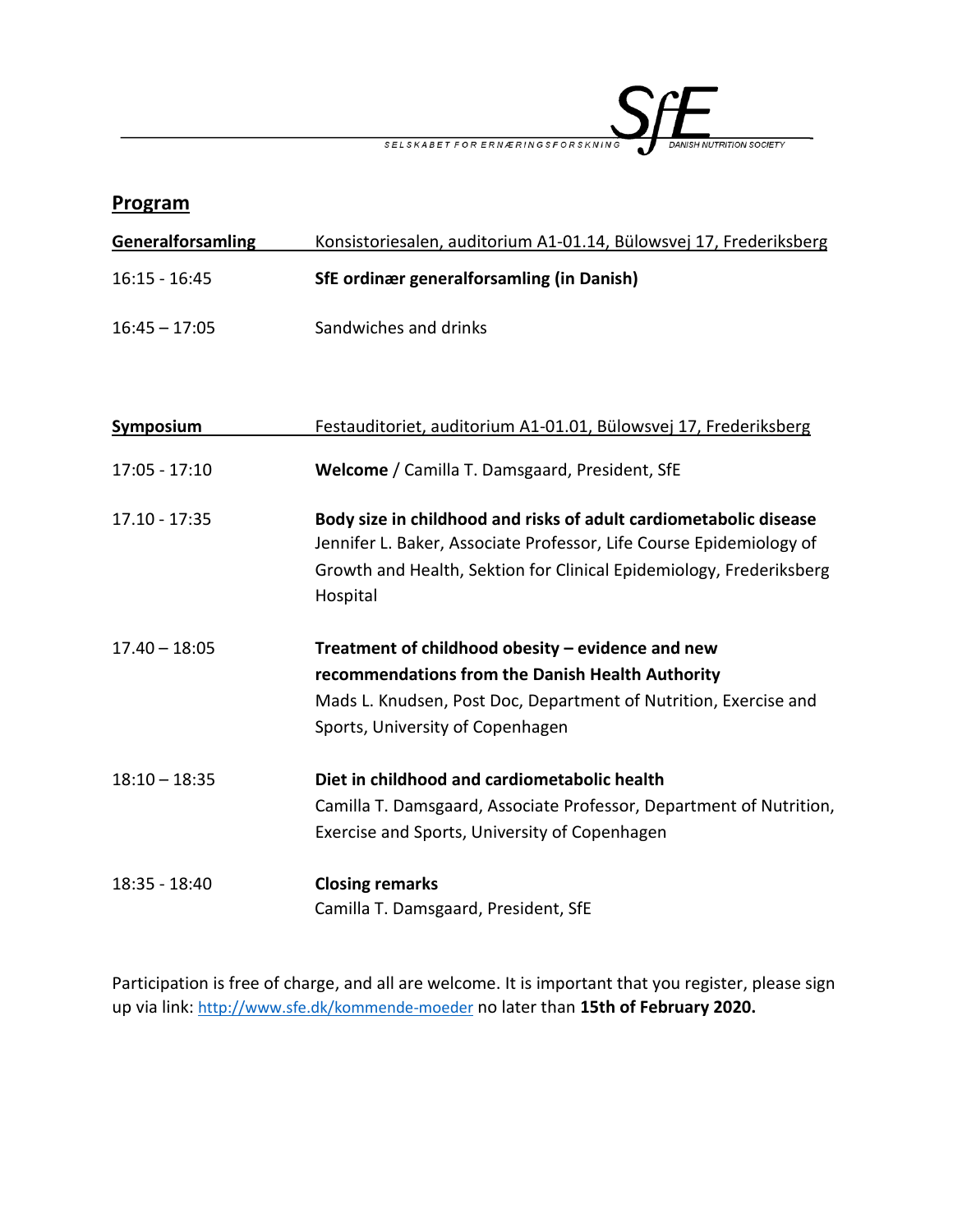SELSKABET FOR ERNÆRINGSFORSKNING — SfE — DANISH NUTRITION SOCIETY

## Program

| **Generalforsamling** | Konsistoriesalen, auditorium A1-01.14, Bülowsvej 17, Frederiksberg |
|---|---|
| 16:15 - 16:45 | **SfE ordinær generalforsamling (in Danish)** |
| 16:45 – 17:05 | Sandwiches and drinks |

| **Symposium** | Festauditoriet, auditorium A1-01.01, Bülowsvej 17, Frederiksberg |
|---|---|
| 17:05 - 17:10 | **Welcome** / Camilla T. Damsgaard, President, SfE |
| 17.10 - 17:35 | **Body size in childhood and risks of adult cardiometabolic disease** Jennifer L. Baker, Associate Professor, Life Course Epidemiology of Growth and Health, Sektion for Clinical Epidemiology, Frederiksberg Hospital |
| 17.40 – 18:05 | **Treatment of childhood obesity – evidence and new recommendations from the Danish Health Authority** Mads L. Knudsen, Post Doc, Department of Nutrition, Exercise and Sports, University of Copenhagen |
| 18:10 – 18:35 | **Diet in childhood and cardiometabolic health** Camilla T. Damsgaard, Associate Professor, Department of Nutrition, Exercise and Sports, University of Copenhagen |
| 18:35 - 18:40 | **Closing remarks** Camilla T. Damsgaard, President, SfE |

Participation is free of charge, and all are welcome. It is important that you register, please sign up via link: http://www.sfe.dk/kommende-moeder no later than **15th of February 2020.**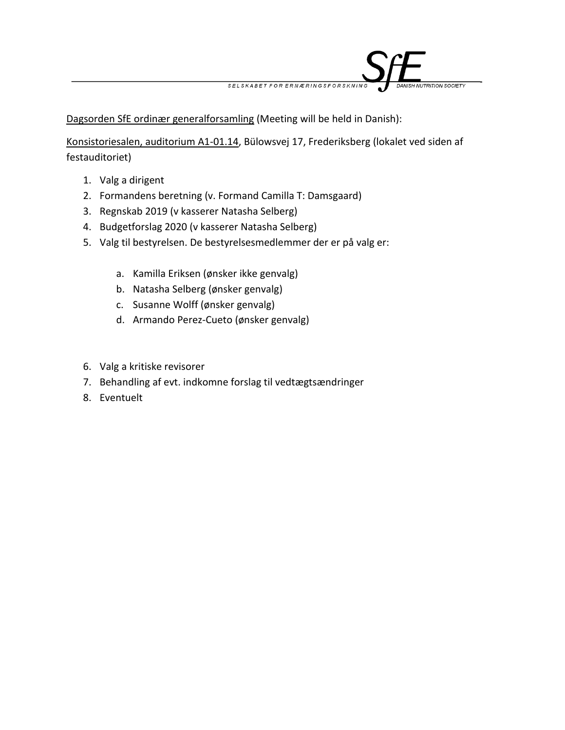SELSKABET FOR ERNÆRINGSFORSKNING SfE DANISH NUTRITION SOCIETY

Dagsorden SfE ordinær generalforsamling (Meeting will be held in Danish):

Konsistoriesalen, auditorium A1-01.14, Bülowsvej 17, Frederiksberg (lokalet ved siden af festauditoriet)

1. Valg a dirigent
2. Formandens beretning (v. Formand Camilla T: Damsgaard)
3. Regnskab 2019 (v kasserer Natasha Selberg)
4. Budgetforslag 2020 (v kasserer Natasha Selberg)
5. Valg til bestyrelsen. De bestyrelsesmedlemmer der er på valg er:
    a. Kamilla Eriksen (ønsker ikke genvalg)
    b. Natasha Selberg (ønsker genvalg)
    c. Susanne Wolff (ønsker genvalg)
    d. Armando Perez-Cueto (ønsker genvalg)
6. Valg a kritiske revisorer
7. Behandling af evt. indkomne forslag til vedtægtsændringer
8. Eventuelt